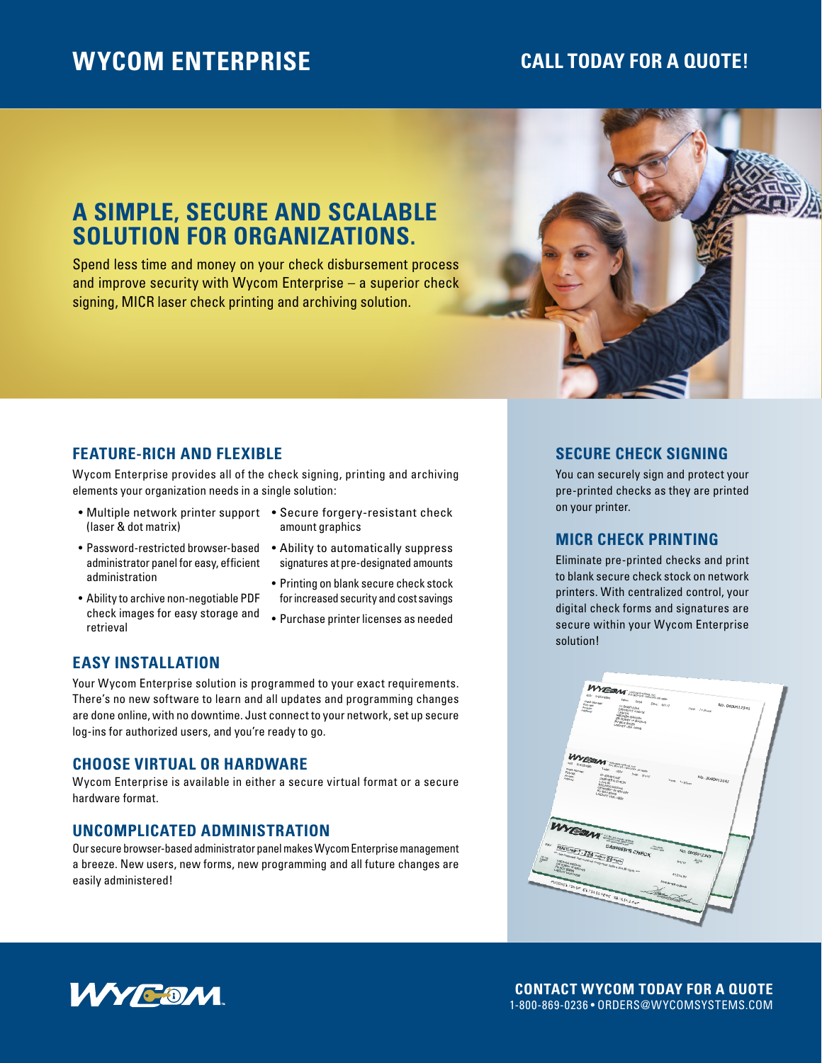# WYCOM ENTERPRISE

**CALL TODAY FOR A QUOTE!**

## A SIMPLE, SECURE AND SCALABLE SOLUTION FOR ORGANIZATIONS.

Spend less time and money on your check disbursement process and improve security with Wycom Enterprise – a superior check signing, MICR laser check printing and archiving solution.

### FEATURE-RICH AND FLEXIBLE

Wycom Enterprise provides all of the check signing, printing and archiving elements your organization needs in a single solution:

- Multiple network printer support (laser & dot matrix)
- Password-restricted browser-based administrator panel for easy, efficient administration
- Ability to archive non-negotiable PDF check images for easy storage and retrieval
- Secure forgery-resistant check amount graphics
- Ability to automatically suppress signatures at pre-designated amounts
- Printing on blank secure check stock for increased security and cost savings
- Purchase printer licenses as needed

### EASY INSTALLATION

Your Wycom Enterprise solution is programmed to your exact requirements. There's no new software to learn and all updates and programming changes are done online, with no downtime. Just connect to your network, set up secure log-ins for authorized users, and you're ready to go.

### CHOOSE VIRTUAL OR HARDWARE

Wycom Enterprise is available in either a secure virtual format or a secure hardware format.

### UNCOMPLICATED ADMINISTRATION

Our secure browser-based administrator panel makes Wycom Enterprise management a breeze. New users, new forms, new programming and all future changes are easily administered!

### SECURE CHECK SIGNING

You can securely sign and protect your pre-printed checks as they are printed on your printer.

### MICR CHECK PRINTING

Eliminate pre-printed checks and print to blank secure check stock on network printers. With centralized control, your digital check forms and signatures are secure within your Wycom Enterprise solution!

**CONTACT WYCOM TODAY FOR A QUOTE**
1-800-869-0236 • ORDERS@WYCOMSYSTEMS.COM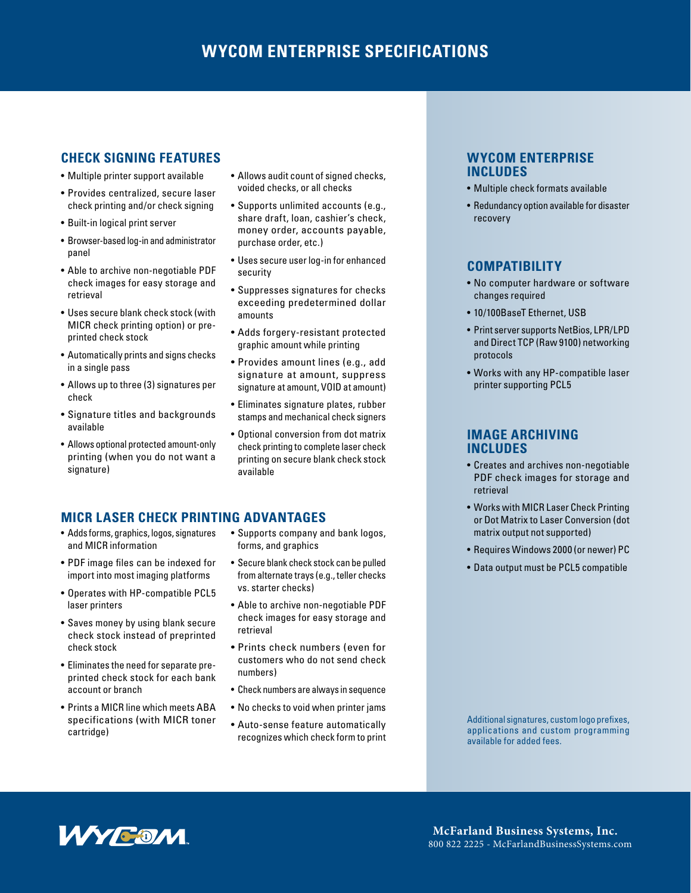# WYCOM ENTERPRISE SPECIFICATIONS

## CHECK SIGNING FEATURES

- Multiple printer support available
- Provides centralized, secure laser check printing and/or check signing
- Built-in logical print server
- Browser-based log-in and administrator panel
- Able to archive non-negotiable PDF check images for easy storage and retrieval
- Uses secure blank check stock (with MICR check printing option) or pre-printed check stock
- Automatically prints and signs checks in a single pass
- Allows up to three (3) signatures per check
- Signature titles and backgrounds available
- Allows optional protected amount-only printing (when you do not want a signature)
- Allows audit count of signed checks, voided checks, or all checks
- Supports unlimited accounts (e.g., share draft, loan, cashier's check, money order, accounts payable, purchase order, etc.)
- Uses secure user log-in for enhanced security
- Suppresses signatures for checks exceeding predetermined dollar amounts
- Adds forgery-resistant protected graphic amount while printing
- Provides amount lines (e.g., add signature at amount, suppress signature at amount, VOID at amount)
- Eliminates signature plates, rubber stamps and mechanical check signers
- Optional conversion from dot matrix check printing to complete laser check printing on secure blank check stock available

## MICR LASER CHECK PRINTING ADVANTAGES

- Adds forms, graphics, logos, signatures and MICR information
- PDF image files can be indexed for import into most imaging platforms
- Operates with HP-compatible PCL5 laser printers
- Saves money by using blank secure check stock instead of preprinted check stock
- Eliminates the need for separate pre-printed check stock for each bank account or branch
- Prints a MICR line which meets ABA specifications (with MICR toner cartridge)
- Supports company and bank logos, forms, and graphics
- Secure blank check stock can be pulled from alternate trays (e.g., teller checks vs. starter checks)
- Able to archive non-negotiable PDF check images for easy storage and retrieval
- Prints check numbers (even for customers who do not send check numbers)
- Check numbers are always in sequence
- No checks to void when printer jams
- Auto-sense feature automatically recognizes which check form to print

## WYCOM ENTERPRISE INCLUDES

- Multiple check formats available
- Redundancy option available for disaster recovery

## COMPATIBILITY

- No computer hardware or software changes required
- 10/100BaseT Ethernet, USB
- Print server supports NetBios, LPR/LPD and Direct TCP (Raw 9100) networking protocols
- Works with any HP-compatible laser printer supporting PCL5

## IMAGE ARCHIVING INCLUDES

- Creates and archives non-negotiable PDF check images for storage and retrieval
- Works with MICR Laser Check Printing or Dot Matrix to Laser Conversion (dot matrix output not supported)
- Requires Windows 2000 (or newer) PC
- Data output must be PCL5 compatible

Additional signatures, custom logo prefixes, applications and custom programming available for added fees.

WYCOM

**McFarland Business Systems, Inc.**
800 822 2225 - McFarlandBusinessSystems.com